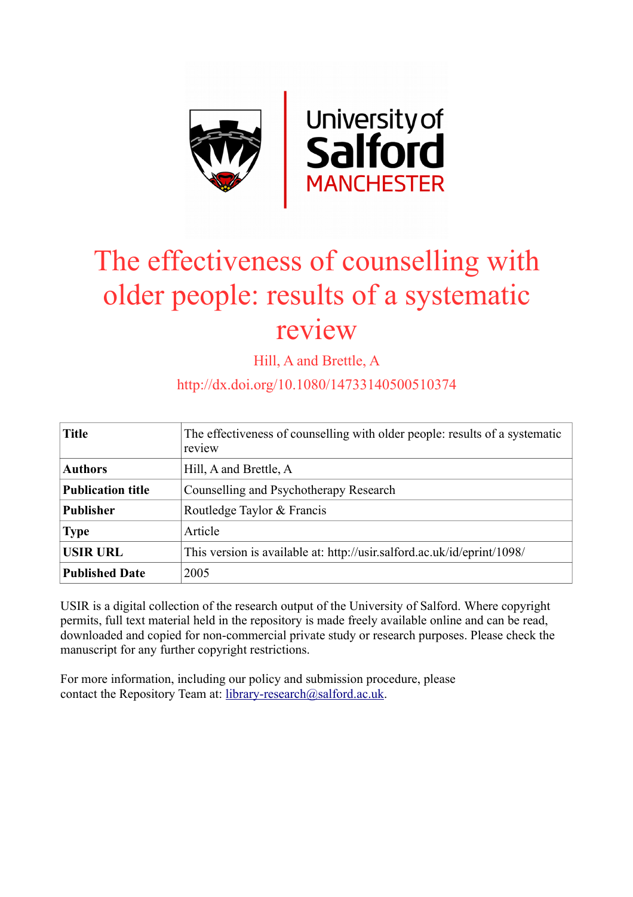# The effectiveness of counselling with older people: results of a systematic review

Hill, A and Brettle, A

http://dx.doi.org/10.1080/14733140500510374

| **Title** | The effectiveness of counselling with older people: results of a systematic review |
|---|---|
| **Authors** | Hill, A and Brettle, A |
| **Publication title** | Counselling and Psychotherapy Research |
| **Publisher** | Routledge Taylor & Francis |
| **Type** | Article |
| **USIR URL** | This version is available at: http://usir.salford.ac.uk/id/eprint/1098/ |
| **Published Date** | 2005 |

USIR is a digital collection of the research output of the University of Salford. Where copyright permits, full text material held in the repository is made freely available online and can be read, downloaded and copied for non-commercial private study or research purposes. Please check the manuscript for any further copyright restrictions.

For more information, including our policy and submission procedure, please contact the Repository Team at: library-research@salford.ac.uk.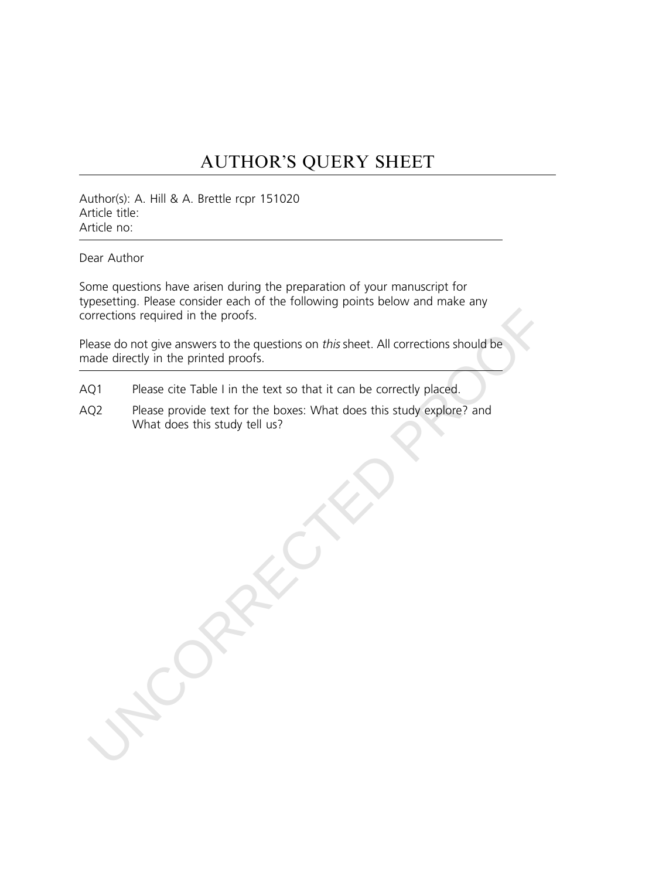# AUTHOR'S QUERY SHEET

Author(s): A. Hill & A. Brettle rcpr 151020
Article title:
Article no:

---

Dear Author

Some questions have arisen during the preparation of your manuscript for typesetting. Please consider each of the following points below and make any corrections required in the proofs.

Please do not give answers to the questions on *this* sheet. All corrections should be made directly in the printed proofs.

---

AQ1 Please cite Table I in the text so that it can be correctly placed.

AQ2 Please provide text for the boxes: What does this study explore? and What does this study tell us?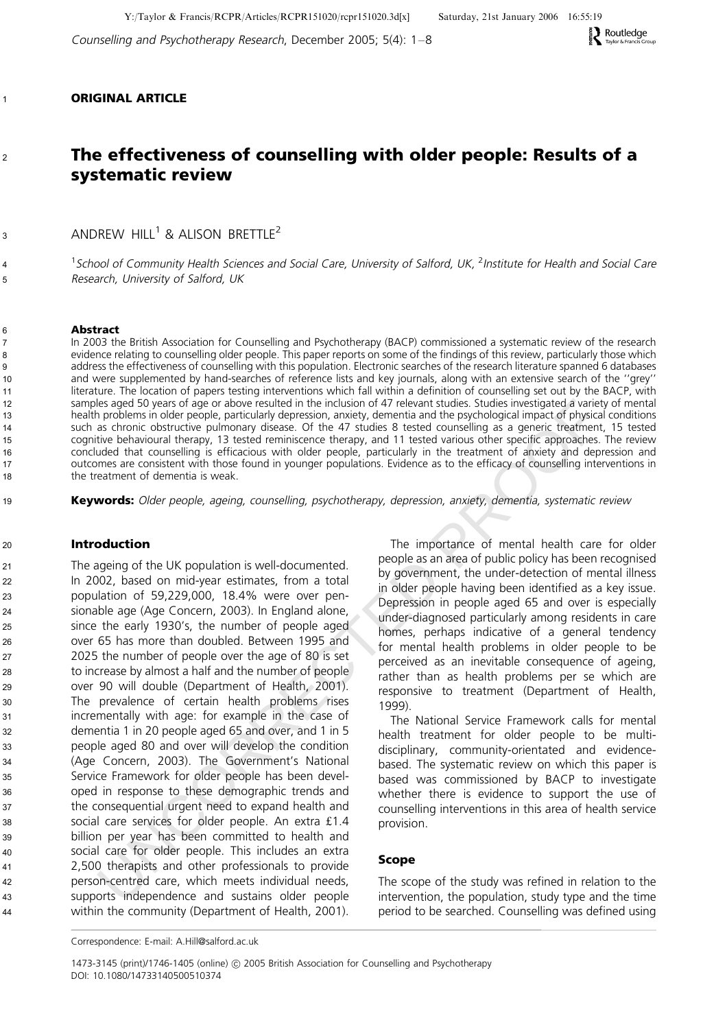ORIGINAL ARTICLE

# The effectiveness of counselling with older people: Results of a systematic review

ANDREW HILL[1] & ALISON BRETTLE[2]

[1]School of Community Health Sciences and Social Care, University of Salford, UK, [2]Institute for Health and Social Care Research, University of Salford, UK

### Abstract

In 2003 the British Association for Counselling and Psychotherapy (BACP) commissioned a systematic review of the research evidence relating to counselling older people. This paper reports on some of the findings of this review, particularly those which address the effectiveness of counselling with this population. Electronic searches of the research literature spanned 6 databases and were supplemented by hand-searches of reference lists and key journals, along with an extensive search of the ''grey'' literature. The location of papers testing interventions which fall within a definition of counselling set out by the BACP, with samples aged 50 years of age or above resulted in the inclusion of 47 relevant studies. Studies investigated a variety of mental health problems in older people, particularly depression, anxiety, dementia and the psychological impact of physical conditions such as chronic obstructive pulmonary disease. Of the 47 studies 8 tested counselling as a generic treatment, 15 tested cognitive behavioural therapy, 13 tested reminiscence therapy, and 11 tested various other specific approaches. The review concluded that counselling is efficacious with older people, particularly in the treatment of anxiety and depression and outcomes are consistent with those found in younger populations. Evidence as to the efficacy of counselling interventions in the treatment of dementia is weak.

**Keywords:** *Older people, ageing, counselling, psychotherapy, depression, anxiety, dementia, systematic review*

## Introduction

The ageing of the UK population is well-documented. In 2002, based on mid-year estimates, from a total population of 59,229,000, 18.4% were over pensionable age (Age Concern, 2003). In England alone, since the early 1930's, the number of people aged over 65 has more than doubled. Between 1995 and 2025 the number of people over the age of 80 is set to increase by almost a half and the number of people over 90 will double (Department of Health, 2001). The prevalence of certain health problems rises incrementally with age: for example in the case of dementia 1 in 20 people aged 65 and over, and 1 in 5 people aged 80 and over will develop the condition (Age Concern, 2003). The Government's National Service Framework for older people has been developed in response to these demographic trends and the consequential urgent need to expand health and social care services for older people. An extra £1.4 billion per year has been committed to health and social care for older people. This includes an extra 2,500 therapists and other professionals to provide person-centred care, which meets individual needs, supports independence and sustains older people within the community (Department of Health, 2001).

The importance of mental health care for older people as an area of public policy has been recognised by government, the under-detection of mental illness in older people having been identified as a key issue. Depression in people aged 65 and over is especially under-diagnosed particularly among residents in care homes, perhaps indicative of a general tendency for mental health problems in older people to be perceived as an inevitable consequence of ageing, rather than as health problems per se which are responsive to treatment (Department of Health, 1999).

The National Service Framework calls for mental health treatment for older people to be multi-disciplinary, community-orientated and evidence-based. The systematic review on which this paper is based was commissioned by BACP to investigate whether there is evidence to support the use of counselling interventions in this area of health service provision.

## Scope

The scope of the study was refined in relation to the intervention, the population, study type and the time period to be searched. Counselling was defined using

Correspondence: E-mail: A.Hill@salford.ac.uk

1473-3145 (print)/1746-1405 (online) © 2005 British Association for Counselling and Psychotherapy
DOI: 10.1080/14733140500510374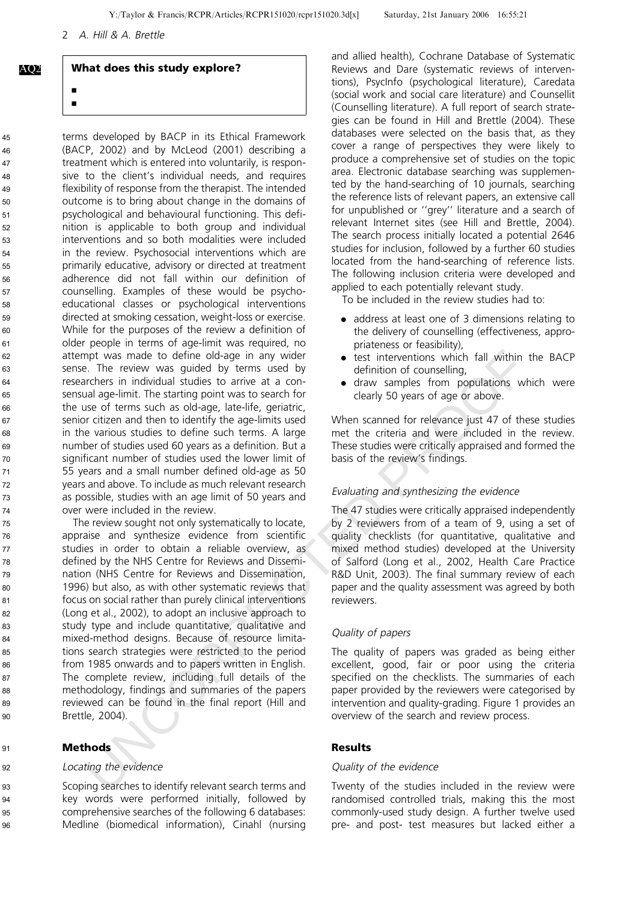**What does this study explore?**

- 
- 

terms developed by BACP in its Ethical Framework (BACP, 2002) and by McLeod (2001) describing a treatment which is entered into voluntarily, is responsive to the client's individual needs, and requires flexibility of response from the therapist. The intended outcome is to bring about change in the domains of psychological and behavioural functioning. This definition is applicable to both group and individual interventions and so both modalities were included in the review. Psychosocial interventions which are primarily educative, advisory or directed at treatment adherence did not fall within our definition of counselling. Examples of these would be psychoeducational classes or psychological interventions directed at smoking cessation, weight-loss or exercise. While for the purposes of the review a definition of older people in terms of age-limit was required, no attempt was made to define old-age in any wider sense. The review was guided by terms used by researchers in individual studies to arrive at a consensual age-limit. The starting point was to search for the use of terms such as old-age, late-life, geriatric, senior citizen and then to identify the age-limits used in the various studies to define such terms. A large number of studies used 60 years as a definition. But a significant number of studies used the lower limit of 55 years and a small number defined old-age as 50 years and above. To include as much relevant research as possible, studies with an age limit of 50 years and over were included in the review.

The review sought not only systematically to locate, appraise and synthesize evidence from scientific studies in order to obtain a reliable overview, as defined by the NHS Centre for Reviews and Dissemination (NHS Centre for Reviews and Dissemination, 1996) but also, as with other systematic reviews that focus on social rather than purely clinical interventions (Long et al., 2002), to adopt an inclusive approach to study type and include quantitative, qualitative and mixed-method designs. Because of resource limitations search strategies were restricted to the period from 1985 onwards and to papers written in English. The complete review, including full details of the methodology, findings and summaries of the papers reviewed can be found in the final report (Hill and Brettle, 2004).

## Methods

### *Locating the evidence*

Scoping searches to identify relevant search terms and key words were performed initially, followed by comprehensive searches of the following 6 databases: Medline (biomedical information), Cinahl (nursing and allied health), Cochrane Database of Systematic Reviews and Dare (systematic reviews of interventions), PsycInfo (psychological literature), Caredata (social work and social care literature) and Counsellit (Counselling literature). A full report of search strategies can be found in Hill and Brettle (2004). These databases were selected on the basis that, as they cover a range of perspectives they were likely to produce a comprehensive set of studies on the topic area. Electronic database searching was supplemented by the hand-searching of 10 journals, searching the reference lists of relevant papers, an extensive call for unpublished or ''grey'' literature and a search of relevant Internet sites (see Hill and Brettle, 2004). The search process initially located a potential 2646 studies for inclusion, followed by a further 60 studies located from the hand-searching of reference lists. The following inclusion criteria were developed and applied to each potentially relevant study.

To be included in the review studies had to:

- address at least one of 3 dimensions relating to the delivery of counselling (effectiveness, appropriateness or feasibility),
- test interventions which fall within the BACP definition of counselling,
- draw samples from populations which were clearly 50 years of age or above.

When scanned for relevance just 47 of these studies met the criteria and were included in the review. These studies were critically appraised and formed the basis of the review's findings.

### *Evaluating and synthesizing the evidence*

The 47 studies were critically appraised independently by 2 reviewers from of a team of 9, using a set of quality checklists (for quantitative, qualitative and mixed method studies) developed at the University of Salford (Long et al., 2002, Health Care Practice R&D Unit, 2003). The final summary review of each paper and the quality assessment was agreed by both reviewers.

### *Quality of papers*

The quality of papers was graded as being either excellent, good, fair or poor using the criteria specified on the checklists. The summaries of each paper provided by the reviewers were categorised by intervention and quality-grading. Figure 1 provides an overview of the search and review process.

## Results

### *Quality of the evidence*

Twenty of the studies included in the review were randomised controlled trials, making this the most commonly-used study design. A further twelve used pre- and post- test measures but lacked either a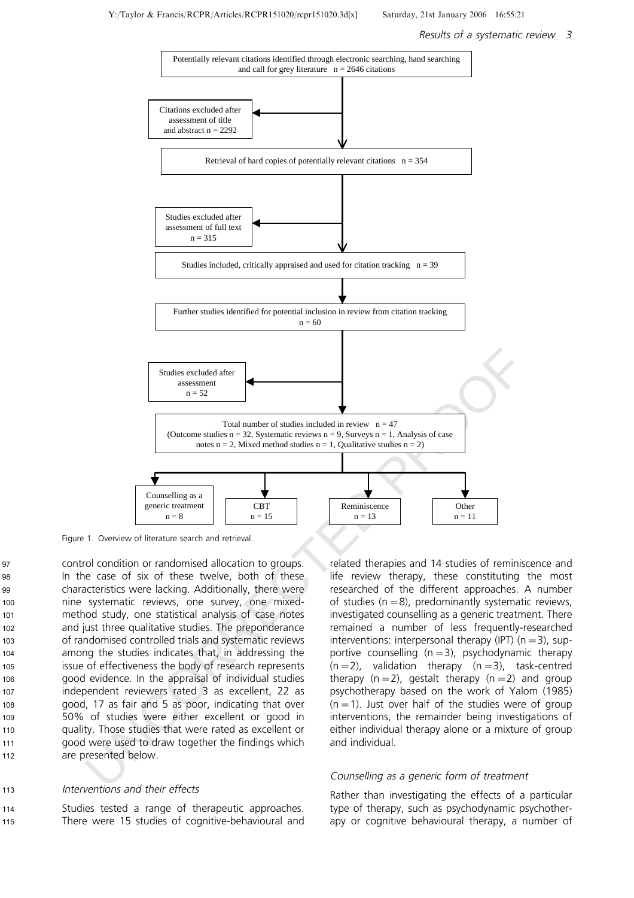Potentially relevant citations identified through electronic searching, hand searching and call for grey literature n = 2646 citations

Citations excluded after assessment of title and abstract n = 2292

Retrieval of hard copies of potentially relevant citations n = 354

Studies excluded after assessment of full text n = 315

Studies included, critically appraised and used for citation tracking n = 39

Further studies identified for potential inclusion in review from citation tracking n = 60

Studies excluded after assessment n = 52

Total number of studies included in review n = 47 (Outcome studies n = 32, Systematic reviews n = 9, Surveys n = 1, Analysis of case notes n = 2, Mixed method studies n = 1, Qualitative studies n = 2)

Counselling as a generic treatment n = 8 | CBT n = 15 | Reminiscence n = 13 | Other n = 11

Figure 1. Overview of literature search and retrieval.

control condition or randomised allocation to groups. In the case of six of these twelve, both of these characteristics were lacking. Additionally, there were nine systematic reviews, one survey, one mixed-method study, one statistical analysis of case notes and just three qualitative studies. The preponderance of randomised controlled trials and systematic reviews among the studies indicates that, in addressing the issue of effectiveness the body of research represents good evidence. In the appraisal of individual studies independent reviewers rated 3 as excellent, 22 as good, 17 as fair and 5 as poor, indicating that over 50% of studies were either excellent or good in quality. Those studies that were rated as excellent or good were used to draw together the findings which are presented below.

### *Interventions and their effects*

Studies tested a range of therapeutic approaches. There were 15 studies of cognitive-behavioural and related therapies and 14 studies of reminiscence and life review therapy, these constituting the most researched of the different approaches. A number of studies (n = 8), predominantly systematic reviews, investigated counselling as a generic treatment. There remained a number of less frequently-researched interventions: interpersonal therapy (IPT) (n = 3), supportive counselling (n = 3), psychodynamic therapy (n = 2), validation therapy (n = 3), task-centred therapy (n = 2), gestalt therapy (n = 2) and group psychotherapy based on the work of Yalom (1985) (n = 1). Just over half of the studies were of group interventions, the remainder being investigations of either individual therapy alone or a mixture of group and individual.

### *Counselling as a generic form of treatment*

Rather than investigating the effects of a particular type of therapy, such as psychodynamic psychotherapy or cognitive behavioural therapy, a number of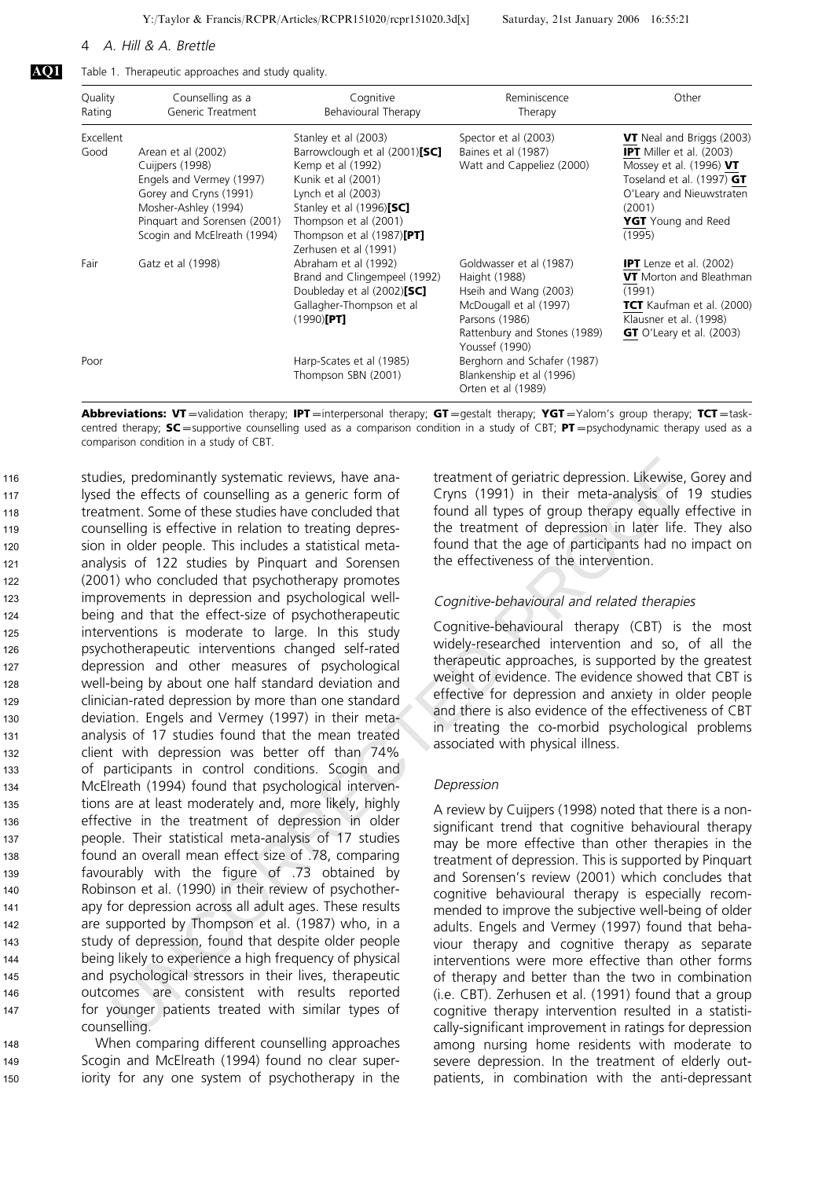Table 1. Therapeutic approaches and study quality.

| Quality Rating | Counselling as a Generic Treatment | Cognitive Behavioural Therapy | Reminiscence Therapy | Other |
|---|---|---|---|---|
| Excellent | | Stanley et al (2003) | Spector et al (2003) | **VT** Neal and Briggs (2003) |
| Good | Arean et al (2002)<br>Cuijpers (1998)<br>Engels and Vermey (1997)<br>Gorey and Cryns (1991)<br>Mosher-Ashley (1994)<br>Pinquart and Sorensen (2001)<br>Scogin and McElreath (1994) | Barrowclough et al (2001)**[SC]**<br>Kemp et al (1992)<br>Kunik et al (2001)<br>Lynch et al (2003)<br>Stanley et al (1996)**[SC]**<br>Thompson et al (2001)<br>Thompson et al (1987)**[PT]**<br>Zerhusen et al (1991) | Baines et al (1987)<br>Watt and Cappeliez (2000) | **IPT** Miller et al. (2003)<br>Mossey et al. (1996) **VT**<br>Toseland et al. (1997) **GT**<br>O'Leary and Nieuwstraten (2001)<br>**YGT** Young and Reed (1995) |
| Fair | Gatz et al (1998) | Abraham et al (1992)<br>Brand and Clingempeel (1992)<br>Doubleday et al (2002)**[SC]**<br>Gallagher-Thompson et al (1990)**[PT]** | Goldwasser et al (1987)<br>Haight (1988)<br>Hseih and Wang (2003)<br>McDougall et al (1997)<br>Parsons (1986)<br>Rattenbury and Stones (1989)<br>Youssef (1990) | **IPT** Lenze et al. (2002)<br>**VT** Morton and Bleathman (1991)<br>**TCT** Kaufman et al. (2000)<br>Klausner et al. (1998)<br>**GT** O'Leary et al. (2003) |
| Poor | | Harp-Scates et al (1985)<br>Thompson SBN (2001) | Berghorn and Schafer (1987)<br>Blankenship et al (1996)<br>Orten et al (1989) | |

**Abbreviations:** **VT** = validation therapy; **IPT** = interpersonal therapy; **GT** = gestalt therapy; **YGT** = Yalom's group therapy; **TCT** = task-centred therapy; **SC** = supportive counselling used as a comparison condition in a study of CBT; **PT** = psychodynamic therapy used as a comparison condition in a study of CBT.

studies, predominantly systematic reviews, have analysed the effects of counselling as a generic form of treatment. Some of these studies have concluded that counselling is effective in relation to treating depression in older people. This includes a statistical meta-analysis of 122 studies by Pinquart and Sorensen (2001) who concluded that psychotherapy promotes improvements in depression and psychological well-being and that the effect-size of psychotherapeutic interventions is moderate to large. In this study psychotherapeutic interventions changed self-rated depression and other measures of psychological well-being by about one half standard deviation and clinician-rated depression by more than one standard deviation. Engels and Vermey (1997) in their meta-analysis of 17 studies found that the mean treated client with depression was better off than 74% of participants in control conditions. Scogin and McElreath (1994) found that psychological interventions are at least moderately and, more likely, highly effective in the treatment of depression in older people. Their statistical meta-analysis of 17 studies found an overall mean effect size of .78, comparing favourably with the figure of .73 obtained by Robinson et al. (1990) in their review of psychotherapy for depression across all adult ages. These results are supported by Thompson et al. (1987) who, in a study of depression, found that despite older people being likely to experience a high frequency of physical and psychological stressors in their lives, therapeutic outcomes are consistent with results reported for younger patients treated with similar types of counselling.

When comparing different counselling approaches Scogin and McElreath (1994) found no clear superiority for any one system of psychotherapy in the treatment of geriatric depression. Likewise, Gorey and Cryns (1991) in their meta-analysis of 19 studies found all types of group therapy equally effective in the treatment of depression in later life. They also found that the age of participants had no impact on the effectiveness of the intervention.

### *Cognitive-behavioural and related therapies*

Cognitive-behavioural therapy (CBT) is the most widely-researched intervention and so, of all the therapeutic approaches, is supported by the greatest weight of evidence. The evidence showed that CBT is effective for depression and anxiety in older people and there is also evidence of the effectiveness of CBT in treating the co-morbid psychological problems associated with physical illness.

#### *Depression*

A review by Cuijpers (1998) noted that there is a non-significant trend that cognitive behavioural therapy may be more effective than other therapies in the treatment of depression. This is supported by Pinquart and Sorensen's review (2001) which concludes that cognitive behavioural therapy is especially recommended to improve the subjective well-being of older adults. Engels and Vermey (1997) found that behaviour therapy and cognitive therapy as separate interventions were more effective than other forms of therapy and better than the two in combination (i.e. CBT). Zerhusen et al. (1991) found that a group cognitive therapy intervention resulted in a statistically-significant improvement in ratings for depression among nursing home residents with moderate to severe depression. In the treatment of elderly outpatients, in combination with the anti-depressant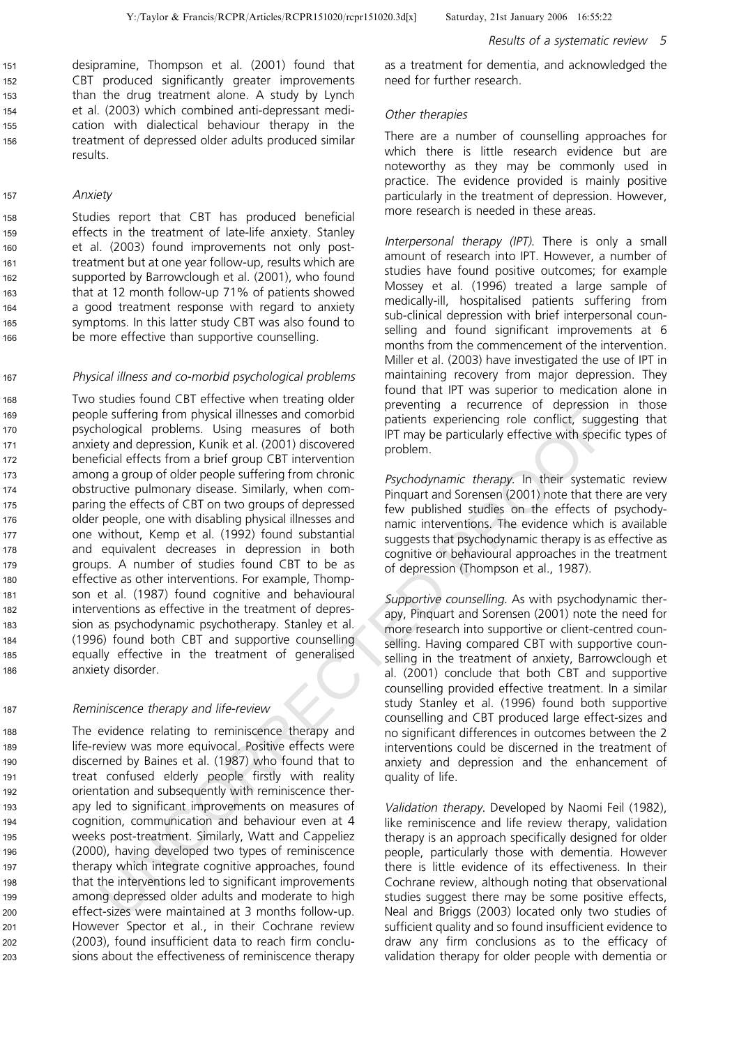desipramine, Thompson et al. (2001) found that CBT produced significantly greater improvements than the drug treatment alone. A study by Lynch et al. (2003) which combined anti-depressant medication with dialectical behaviour therapy in the treatment of depressed older adults produced similar results.

### *Anxiety*

Studies report that CBT has produced beneficial effects in the treatment of late-life anxiety. Stanley et al. (2003) found improvements not only post-treatment but at one year follow-up, results which are supported by Barrowclough et al. (2001), who found that at 12 month follow-up 71% of patients showed a good treatment response with regard to anxiety symptoms. In this latter study CBT was also found to be more effective than supportive counselling.

### *Physical illness and co-morbid psychological problems*

Two studies found CBT effective when treating older people suffering from physical illnesses and comorbid psychological problems. Using measures of both anxiety and depression, Kunik et al. (2001) discovered beneficial effects from a brief group CBT intervention among a group of older people suffering from chronic obstructive pulmonary disease. Similarly, when comparing the effects of CBT on two groups of depressed older people, one with disabling physical illnesses and one without, Kemp et al. (1992) found substantial and equivalent decreases in depression in both groups. A number of studies found CBT to be as effective as other interventions. For example, Thompson et al. (1987) found cognitive and behavioural interventions as effective in the treatment of depression as psychodynamic psychotherapy. Stanley et al. (1996) found both CBT and supportive counselling equally effective in the treatment of generalised anxiety disorder.

### *Reminiscence therapy and life-review*

The evidence relating to reminiscence therapy and life-review was more equivocal. Positive effects were discerned by Baines et al. (1987) who found that to treat confused elderly people firstly with reality orientation and subsequently with reminiscence therapy led to significant improvements on measures of cognition, communication and behaviour even at 4 weeks post-treatment. Similarly, Watt and Cappeliez (2000), having developed two types of reminiscence therapy which integrate cognitive approaches, found that the interventions led to significant improvements among depressed older adults and moderate to high effect-sizes were maintained at 3 months follow-up. However Spector et al., in their Cochrane review (2003), found insufficient data to reach firm conclusions about the effectiveness of reminiscence therapy as a treatment for dementia, and acknowledged the need for further research.

### *Other therapies*

There are a number of counselling approaches for which there is little research evidence but are noteworthy as they may be commonly used in practice. The evidence provided is mainly positive particularly in the treatment of depression. However, more research is needed in these areas.

*Interpersonal therapy (IPT).* There is only a small amount of research into IPT. However, a number of studies have found positive outcomes; for example Mossey et al. (1996) treated a large sample of medically-ill, hospitalised patients suffering from sub-clinical depression with brief interpersonal counselling and found significant improvements at 6 months from the commencement of the intervention. Miller et al. (2003) have investigated the use of IPT in maintaining recovery from major depression. They found that IPT was superior to medication alone in preventing a recurrence of depression in those patients experiencing role conflict, suggesting that IPT may be particularly effective with specific types of problem.

*Psychodynamic therapy.* In their systematic review Pinquart and Sorensen (2001) note that there are very few published studies on the effects of psychodynamic interventions. The evidence which is available suggests that psychodynamic therapy is as effective as cognitive or behavioural approaches in the treatment of depression (Thompson et al., 1987).

*Supportive counselling.* As with psychodynamic therapy, Pinquart and Sorensen (2001) note the need for more research into supportive or client-centred counselling. Having compared CBT with supportive counselling in the treatment of anxiety, Barrowclough et al. (2001) conclude that both CBT and supportive counselling provided effective treatment. In a similar study Stanley et al. (1996) found both supportive counselling and CBT produced large effect-sizes and no significant differences in outcomes between the 2 interventions could be discerned in the treatment of anxiety and depression and the enhancement of quality of life.

*Validation therapy.* Developed by Naomi Feil (1982), like reminiscence and life review therapy, validation therapy is an approach specifically designed for older people, particularly those with dementia. However there is little evidence of its effectiveness. In their Cochrane review, although noting that observational studies suggest there may be some positive effects, Neal and Briggs (2003) located only two studies of sufficient quality and so found insufficient evidence to draw any firm conclusions as to the efficacy of validation therapy for older people with dementia or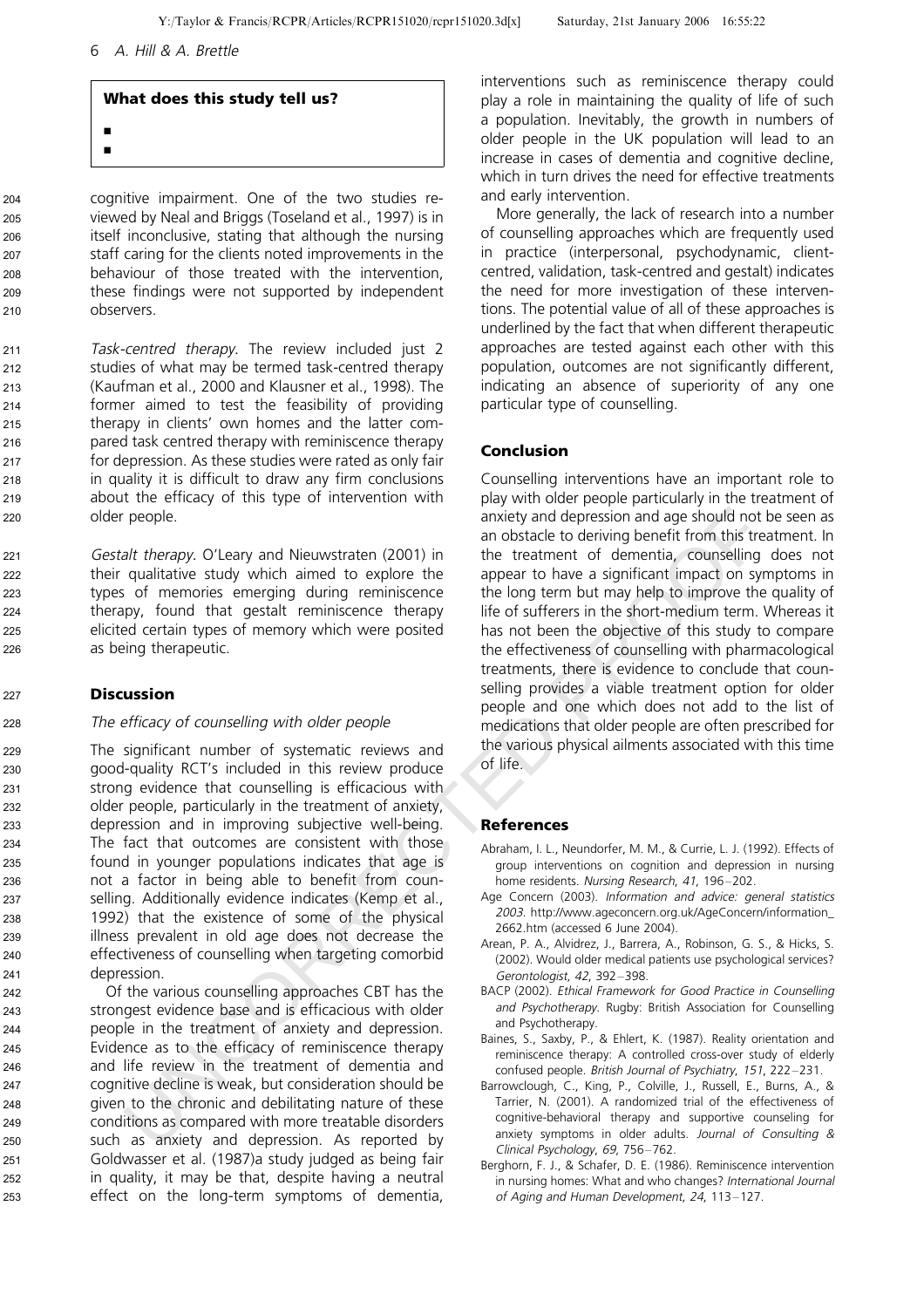**What does this study tell us?**

- 
- 

cognitive impairment. One of the two studies reviewed by Neal and Briggs (Toseland et al., 1997) is in itself inconclusive, stating that although the nursing staff caring for the clients noted improvements in the behaviour of those treated with the intervention, these findings were not supported by independent observers.

*Task-centred therapy*. The review included just 2 studies of what may be termed task-centred therapy (Kaufman et al., 2000 and Klausner et al., 1998). The former aimed to test the feasibility of providing therapy in clients' own homes and the latter compared task centred therapy with reminiscence therapy for depression. As these studies were rated as only fair in quality it is difficult to draw any firm conclusions about the efficacy of this type of intervention with older people.

*Gestalt therapy*. O'Leary and Nieuwstraten (2001) in their qualitative study which aimed to explore the types of memories emerging during reminiscence therapy, found that gestalt reminiscence therapy elicited certain types of memory which were posited as being therapeutic.

## Discussion

### *The efficacy of counselling with older people*

The significant number of systematic reviews and good-quality RCT's included in this review produce strong evidence that counselling is efficacious with older people, particularly in the treatment of anxiety, depression and in improving subjective well-being. The fact that outcomes are consistent with those found in younger populations indicates that age is not a factor in being able to benefit from counselling. Additionally evidence indicates (Kemp et al., 1992) that the existence of some of the physical illness prevalent in old age does not decrease the effectiveness of counselling when targeting comorbid depression.

Of the various counselling approaches CBT has the strongest evidence base and is efficacious with older people in the treatment of anxiety and depression. Evidence as to the efficacy of reminiscence therapy and life review in the treatment of dementia and cognitive decline is weak, but consideration should be given to the chronic and debilitating nature of these conditions as compared with more treatable disorders such as anxiety and depression. As reported by Goldwasser et al. (1987)a study judged as being fair in quality, it may be that, despite having a neutral effect on the long-term symptoms of dementia, interventions such as reminiscence therapy could play a role in maintaining the quality of life of such a population. Inevitably, the growth in numbers of older people in the UK population will lead to an increase in cases of dementia and cognitive decline, which in turn drives the need for effective treatments and early intervention.

More generally, the lack of research into a number of counselling approaches which are frequently used in practice (interpersonal, psychodynamic, client-centred, validation, task-centred and gestalt) indicates the need for more investigation of these interventions. The potential value of all of these approaches is underlined by the fact that when different therapeutic approaches are tested against each other with this population, outcomes are not significantly different, indicating an absence of superiority of any one particular type of counselling.

## Conclusion

Counselling interventions have an important role to play with older people particularly in the treatment of anxiety and depression and age should not be seen as an obstacle to deriving benefit from this treatment. In the treatment of dementia, counselling does not appear to have a significant impact on symptoms in the long term but may help to improve the quality of life of sufferers in the short-medium term. Whereas it has not been the objective of this study to compare the effectiveness of counselling with pharmacological treatments, there is evidence to conclude that counselling provides a viable treatment option for older people and one which does not add to the list of medications that older people are often prescribed for the various physical ailments associated with this time of life.

## References

Abraham, I. L., Neundorfer, M. M., & Currie, L. J. (1992). Effects of group interventions on cognition and depression in nursing home residents. *Nursing Research*, *41*, 196–202.

Age Concern (2003). *Information and advice: general statistics 2003*. http://www.ageconcern.org.uk/AgeConcern/information_2662.htm (accessed 6 June 2004).

Arean, P. A., Alvidrez, J., Barrera, A., Robinson, G. S., & Hicks, S. (2002). Would older medical patients use psychological services? *Gerontologist*, *42*, 392–398.

BACP (2002). *Ethical Framework for Good Practice in Counselling and Psychotherapy*. Rugby: British Association for Counselling and Psychotherapy.

Baines, S., Saxby, P., & Ehlert, K. (1987). Reality orientation and reminiscence therapy: A controlled cross-over study of elderly confused people. *British Journal of Psychiatry*, *151*, 222–231.

Barrowclough, C., King, P., Colville, J., Russell, E., Burns, A., & Tarrier, N. (2001). A randomized trial of the effectiveness of cognitive-behavioral therapy and supportive counseling for anxiety symptoms in older adults. *Journal of Consulting & Clinical Psychology*, *69*, 756–762.

Berghorn, F. J., & Schafer, D. E. (1986). Reminiscence intervention in nursing homes: What and who changes? *International Journal of Aging and Human Development*, *24*, 113–127.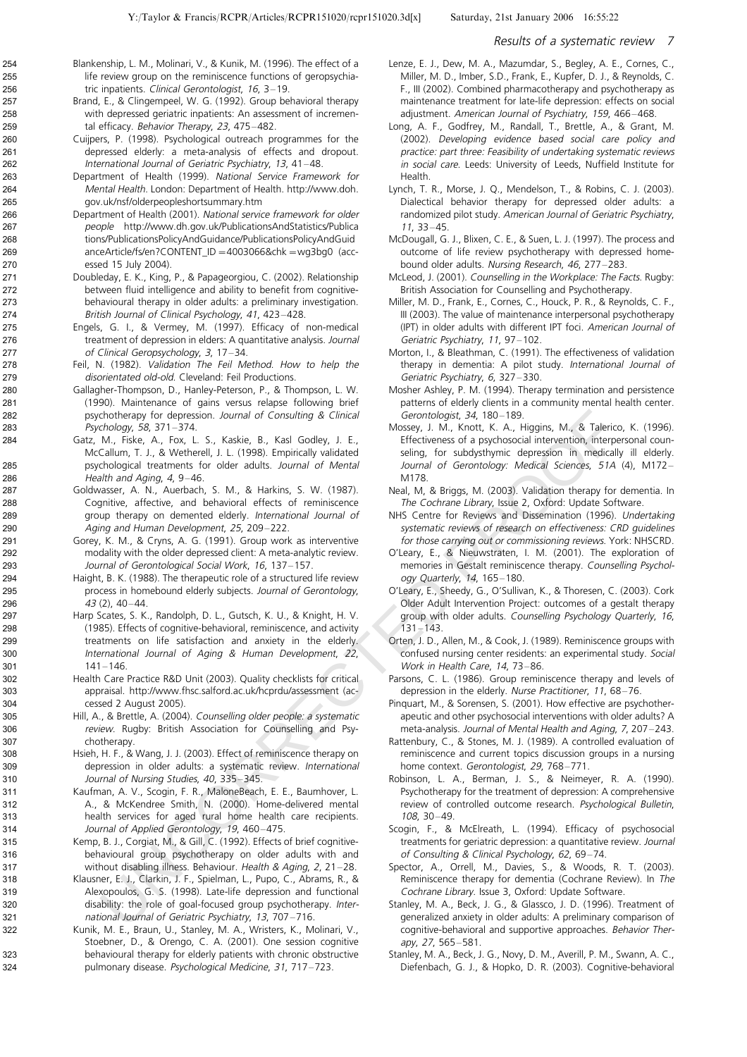Blankenship, L. M., Molinari, V., & Kunik, M. (1996). The effect of a life review group on the reminiscence functions of geropsychiatric inpatients. *Clinical Gerontologist*, *16*, 3–19.

Brand, E., & Clingempeel, W. G. (1992). Group behavioral therapy with depressed geriatric inpatients: An assessment of incremental efficacy. *Behavior Therapy*, *23*, 475–482.

Cuijpers, P. (1998). Psychological outreach programmes for the depressed elderly: a meta-analysis of effects and dropout. *International Journal of Geriatric Psychiatry*, *13*, 41–48.

Department of Health (1999). *National Service Framework for Mental Health*. London: Department of Health. http://www.doh.gov.uk/nsf/olderpeopleshortsummary.htm

Department of Health (2001). *National service framework for older people* http://www.dh.gov.uk/PublicationsAndStatistics/Publications/PublicationsPolicyAndGuidance/PublicationsPolicyAndGuidanceArticle/fs/en?CONTENT_ID=4003066&chk=wg3bg0 (accessed 15 July 2004).

Doubleday, E. K., King, P., & Papageorgiou, C. (2002). Relationship between fluid intelligence and ability to benefit from cognitive-behavioural therapy in older adults: a preliminary investigation. *British Journal of Clinical Psychology*, *41*, 423–428.

Engels, G. I., & Vermey, M. (1997). Efficacy of non-medical treatment of depression in elders: A quantitative analysis. *Journal of Clinical Geropsychology*, *3*, 17–34.

Feil, N. (1982). *Validation The Feil Method. How to help the disorientated old-old.* Cleveland: Feil Productions.

Gallagher-Thompson, D., Hanley-Peterson, P., & Thompson, L. W. (1990). Maintenance of gains versus relapse following brief psychotherapy for depression. *Journal of Consulting & Clinical Psychology*, *58*, 371–374.

Gatz, M., Fiske, A., Fox, L. S., Kaskie, B., Kasl Godley, J. E., McCallum, T. J., & Wetherell, J. L. (1998). Empirically validated psychological treatments for older adults. *Journal of Mental Health and Aging*, *4*, 9–46.

Goldwasser, A. N., Auerbach, S. M., & Harkins, S. W. (1987). Cognitive, affective, and behavioral effects of reminiscence group therapy on demented elderly. *International Journal of Aging and Human Development*, *25*, 209–222.

Gorey, K. M., & Cryns, A. G. (1991). Group work as interventive modality with the older depressed client: A meta-analytic review. *Journal of Gerontological Social Work*, *16*, 137–157.

Haight, B. K. (1988). The therapeutic role of a structured life review process in homebound elderly subjects. *Journal of Gerontology*, *43* (2), 40–44.

Harp Scates, S. K., Randolph, D. L., Gutsch, K. U., & Knight, H. V. (1985). Effects of cognitive-behavioral, reminiscence, and activity treatments on life satisfaction and anxiety in the elderly. *International Journal of Aging & Human Development*, *22*, 141–146.

Health Care Practice R&D Unit (2003). Quality checklists for critical appraisal. http://www.fhsc.salford.ac.uk/hcprdu/assessment (accessed 2 August 2005).

Hill, A., & Brettle, A. (2004). *Counselling older people: a systematic review*. Rugby: British Association for Counselling and Psychotherapy.

Hsieh, H. F., & Wang, J. J. (2003). Effect of reminiscence therapy on depression in older adults: a systematic review. *International Journal of Nursing Studies*, *40*, 335–345.

Kaufman, A. V., Scogin, F. R., MaloneBeach, E. E., Baumhover, L. A., & McKendree Smith, N. (2000). Home-delivered mental health services for aged rural home health care recipients. *Journal of Applied Gerontology*, *19*, 460–475.

Kemp, B. J., Corgiat, M., & Gill, C. (1992). Effects of brief cognitive-behavioural group psychotherapy on older adults with and without disabling illness. *Behaviour. Health & Aging*, *2*, 21–28.

Klausner, E. J., Clarkin, J. F., Spielman, L., Pupo, C., Abrams, R., & Alexopoulos, G. S. (1998). Late-life depression and functional disability: the role of goal-focused group psychotherapy. *International Journal of Geriatric Psychiatry*, *13*, 707–716.

Kunik, M. E., Braun, U., Stanley, M. A., Wristers, K., Molinari, V., Stoebner, D., & Orengo, C. A. (2001). One session cognitive behavioural therapy for elderly patients with chronic obstructive pulmonary disease. *Psychological Medicine*, *31*, 717–723.

Lenze, E. J., Dew, M. A., Mazumdar, S., Begley, A. E., Cornes, C., Miller, M. D., Imber, S.D., Frank, E., Kupfer, D. J., & Reynolds, C. F., III (2002). Combined pharmacotherapy and psychotherapy as maintenance treatment for late-life depression: effects on social adjustment. *American Journal of Psychiatry*, *159*, 466–468.

Long, A. F., Godfrey, M., Randall, T., Brettle, A., & Grant, M. (2002). *Developing evidence based social care policy and practice: part three: Feasibility of undertaking systematic reviews in social care.* Leeds: University of Leeds, Nuffield Institute for Health.

Lynch, T. R., Morse, J. Q., Mendelson, T., & Robins, C. J. (2003). Dialectical behavior therapy for depressed older adults: a randomized pilot study. *American Journal of Geriatric Psychiatry*, *11*, 33–45.

McDougall, G. J., Blixen, C. E., & Suen, L. J. (1997). The process and outcome of life review psychotherapy with depressed homebound older adults. *Nursing Research*, *46*, 277–283.

McLeod, J. (2001). *Counselling in the Workplace: The Facts.* Rugby: British Association for Counselling and Psychotherapy.

Miller, M. D., Frank, E., Cornes, C., Houck, P. R., & Reynolds, C. F., III (2003). The value of maintenance interpersonal psychotherapy (IPT) in older adults with different IPT foci. *American Journal of Geriatric Psychiatry*, *11*, 97–102.

Morton, I., & Bleathman, C. (1991). The effectiveness of validation therapy in dementia: A pilot study. *International Journal of Geriatric Psychiatry*, *6*, 327–330.

Mosher Ashley, P. M. (1994). Therapy termination and persistence patterns of elderly clients in a community mental health center. *Gerontologist*, *34*, 180–189.

Mossey, J. M., Knott, K. A., Higgins, M., & Talerico, K. (1996). Effectiveness of a psychosocial intervention, interpersonal counseling, for subdysthymic depression in medically ill elderly. *Journal of Gerontology: Medical Sciences*, *51A* (4), M172–M178.

Neal, M, & Briggs, M. (2003). Validation therapy for dementia. In *The Cochrane Library*, Issue 2, Oxford: Update Software.

NHS Centre for Reviews and Dissemination (1996). *Undertaking systematic reviews of research on effectiveness: CRD guidelines for those carrying out or commissioning reviews.* York: NHSCRD.

O'Leary, E., & Nieuwstraten, I. M. (2001). The exploration of memories in Gestalt reminiscence therapy. *Counselling Psychology Quarterly*, *14*, 165–180.

O'Leary, E., Sheedy, G., O'Sullivan, K., & Thoresen, C. (2003). Cork Older Adult Intervention Project: outcomes of a gestalt therapy group with older adults. *Counselling Psychology Quarterly*, *16*, 131–143.

Orten, J. D., Allen, M., & Cook, J. (1989). Reminiscence groups with confused nursing center residents: an experimental study. *Social Work in Health Care*, *14*, 73–86.

Parsons, C. L. (1986). Group reminiscence therapy and levels of depression in the elderly. *Nurse Practitioner*, *11*, 68–76.

Pinquart, M., & Sorensen, S. (2001). How effective are psychotherapeutic and other psychosocial interventions with older adults? A meta-analysis. *Journal of Mental Health and Aging*, *7*, 207–243.

Rattenbury, C., & Stones, M. J. (1989). A controlled evaluation of reminiscence and current topics discussion groups in a nursing home context. *Gerontologist*, *29*, 768–771.

Robinson, L. A., Berman, J. S., & Neimeyer, R. A. (1990). Psychotherapy for the treatment of depression: A comprehensive review of controlled outcome research. *Psychological Bulletin*, *108*, 30–49.

Scogin, F., & McElreath, L. (1994). Efficacy of psychosocial treatments for geriatric depression: a quantitative review. *Journal of Consulting & Clinical Psychology*, *62*, 69–74.

Spector, A., Orrell, M., Davies, S., & Woods, R. T. (2003). Reminiscence therapy for dementia (Cochrane Review). In *The Cochrane Library*. Issue 3, Oxford: Update Software.

Stanley, M. A., Beck, J. G., & Glassco, J. D. (1996). Treatment of generalized anxiety in older adults: A preliminary comparison of cognitive-behavioral and supportive approaches. *Behavior Therapy*, *27*, 565–581.

Stanley, M. A., Beck, J. G., Novy, D. M., Averill, P. M., Swann, A. C., Diefenbach, G. J., & Hopko, D. R. (2003). Cognitive-behavioral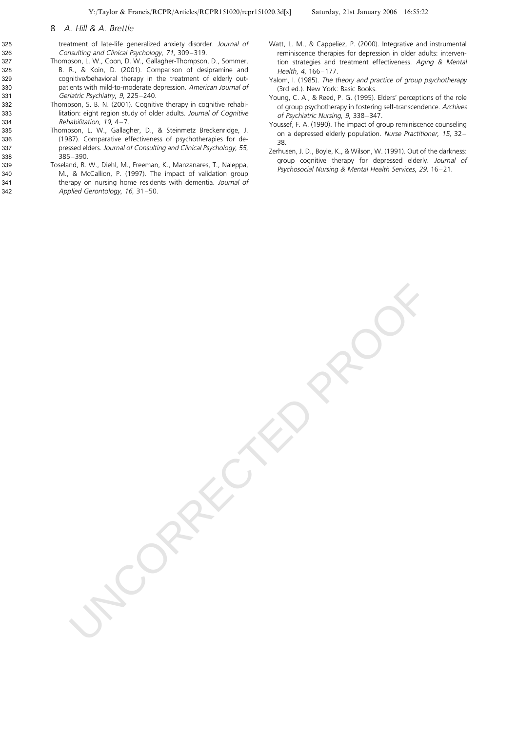treatment of late-life generalized anxiety disorder. *Journal of Consulting and Clinical Psychology*, *71*, 309–319.

Thompson, L. W., Coon, D. W., Gallagher-Thompson, D., Sommer, B. R., & Koin, D. (2001). Comparison of desipramine and cognitive/behavioral therapy in the treatment of elderly outpatients with mild-to-moderate depression. *American Journal of Geriatric Psychiatry*, *9*, 225–240.

Thompson, S. B. N. (2001). Cognitive therapy in cognitive rehabilitation: eight region study of older adults. *Journal of Cognitive Rehabilitation*, *19*, 4–7.

Thompson, L. W., Gallagher, D., & Steinmetz Breckenridge, J. (1987). Comparative effectiveness of psychotherapies for depressed elders. *Journal of Consulting and Clinical Psychology*, *55*, 385–390.

Toseland, R. W., Diehl, M., Freeman, K., Manzanares, T., Naleppa, M., & McCallion, P. (1997). The impact of validation group therapy on nursing home residents with dementia. *Journal of Applied Gerontology*, *16*, 31–50.

Watt, L. M., & Cappeliez, P. (2000). Integrative and instrumental reminiscence therapies for depression in older adults: intervention strategies and treatment effectiveness. *Aging & Mental Health*, *4*, 166–177.

Yalom, I. (1985). *The theory and practice of group psychotherapy* (3rd ed.). New York: Basic Books.

Young, C. A., & Reed, P. G. (1995). Elders' perceptions of the role of group psychotherapy in fostering self-transcendence. *Archives of Psychiatric Nursing*, *9*, 338–347.

Youssef, F. A. (1990). The impact of group reminiscence counseling on a depressed elderly population. *Nurse Practitioner*, *15*, 32–38.

Zerhusen, J. D., Boyle, K., & Wilson, W. (1991). Out of the darkness: group cognitive therapy for depressed elderly. *Journal of Psychosocial Nursing & Mental Health Services*, *29*, 16–21.